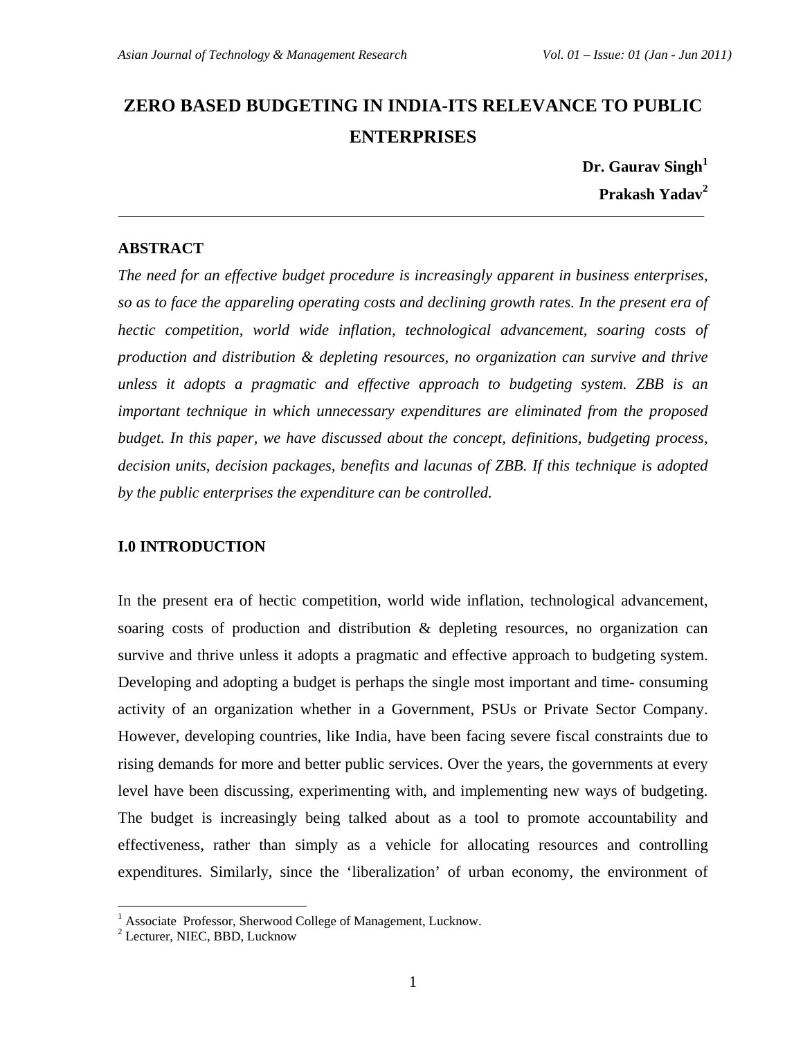# ZERO BASED BUDGETING IN INDIA-ITS RELEVANCE TO PUBLIC ENTERPRISES

**Dr. Gaurav Singh**[1]

**Prakash Yadav**[2]

---

## ABSTRACT

*The need for an effective budget procedure is increasingly apparent in business enterprises, so as to face the appareling operating costs and declining growth rates. In the present era of hectic competition, world wide inflation, technological advancement, soaring costs of production and distribution & depleting resources, no organization can survive and thrive unless it adopts a pragmatic and effective approach to budgeting system. ZBB is an important technique in which unnecessary expenditures are eliminated from the proposed budget. In this paper, we have discussed about the concept, definitions, budgeting process, decision units, decision packages, benefits and lacunas of ZBB. If this technique is adopted by the public enterprises the expenditure can be controlled.*

## I.0 INTRODUCTION

In the present era of hectic competition, world wide inflation, technological advancement, soaring costs of production and distribution & depleting resources, no organization can survive and thrive unless it adopts a pragmatic and effective approach to budgeting system. Developing and adopting a budget is perhaps the single most important and time- consuming activity of an organization whether in a Government, PSUs or Private Sector Company. However, developing countries, like India, have been facing severe fiscal constraints due to rising demands for more and better public services. Over the years, the governments at every level have been discussing, experimenting with, and implementing new ways of budgeting. The budget is increasingly being talked about as a tool to promote accountability and effectiveness, rather than simply as a vehicle for allocating resources and controlling expenditures. Similarly, since the 'liberalization' of urban economy, the environment of

---

[1] Associate Professor, Sherwood College of Management, Lucknow.

[2] Lecturer, NIEC, BBD, Lucknow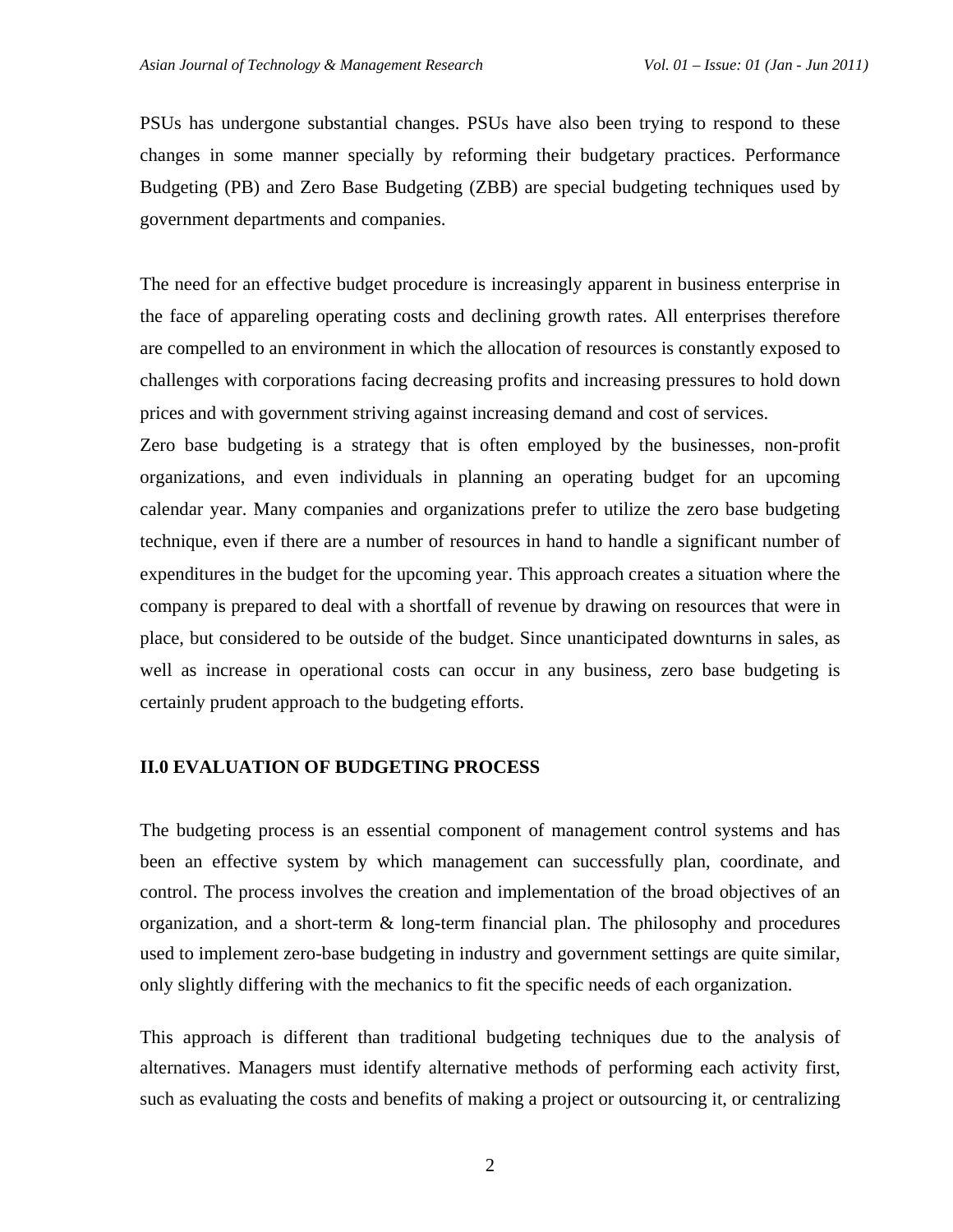PSUs has undergone substantial changes. PSUs have also been trying to respond to these changes in some manner specially by reforming their budgetary practices. Performance Budgeting (PB) and Zero Base Budgeting (ZBB) are special budgeting techniques used by government departments and companies.

The need for an effective budget procedure is increasingly apparent in business enterprise in the face of appareling operating costs and declining growth rates. All enterprises therefore are compelled to an environment in which the allocation of resources is constantly exposed to challenges with corporations facing decreasing profits and increasing pressures to hold down prices and with government striving against increasing demand and cost of services.

Zero base budgeting is a strategy that is often employed by the businesses, non-profit organizations, and even individuals in planning an operating budget for an upcoming calendar year. Many companies and organizations prefer to utilize the zero base budgeting technique, even if there are a number of resources in hand to handle a significant number of expenditures in the budget for the upcoming year. This approach creates a situation where the company is prepared to deal with a shortfall of revenue by drawing on resources that were in place, but considered to be outside of the budget. Since unanticipated downturns in sales, as well as increase in operational costs can occur in any business, zero base budgeting is certainly prudent approach to the budgeting efforts.

## II.0 EVALUATION OF BUDGETING PROCESS

The budgeting process is an essential component of management control systems and has been an effective system by which management can successfully plan, coordinate, and control. The process involves the creation and implementation of the broad objectives of an organization, and a short-term & long-term financial plan. The philosophy and procedures used to implement zero-base budgeting in industry and government settings are quite similar, only slightly differing with the mechanics to fit the specific needs of each organization.

This approach is different than traditional budgeting techniques due to the analysis of alternatives. Managers must identify alternative methods of performing each activity first, such as evaluating the costs and benefits of making a project or outsourcing it, or centralizing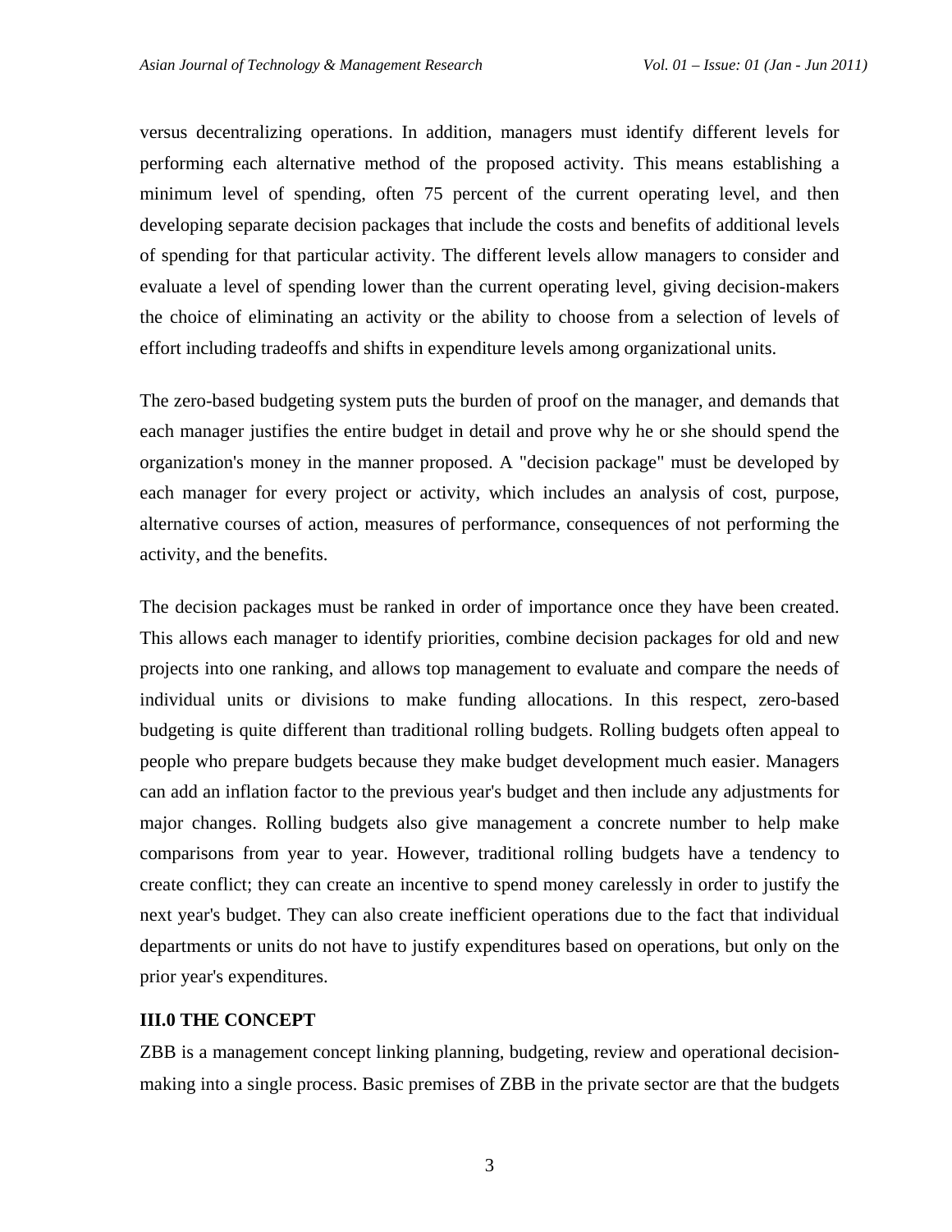versus decentralizing operations. In addition, managers must identify different levels for performing each alternative method of the proposed activity. This means establishing a minimum level of spending, often 75 percent of the current operating level, and then developing separate decision packages that include the costs and benefits of additional levels of spending for that particular activity. The different levels allow managers to consider and evaluate a level of spending lower than the current operating level, giving decision-makers the choice of eliminating an activity or the ability to choose from a selection of levels of effort including tradeoffs and shifts in expenditure levels among organizational units.

The zero-based budgeting system puts the burden of proof on the manager, and demands that each manager justifies the entire budget in detail and prove why he or she should spend the organization's money in the manner proposed. A "decision package" must be developed by each manager for every project or activity, which includes an analysis of cost, purpose, alternative courses of action, measures of performance, consequences of not performing the activity, and the benefits.

The decision packages must be ranked in order of importance once they have been created. This allows each manager to identify priorities, combine decision packages for old and new projects into one ranking, and allows top management to evaluate and compare the needs of individual units or divisions to make funding allocations. In this respect, zero-based budgeting is quite different than traditional rolling budgets. Rolling budgets often appeal to people who prepare budgets because they make budget development much easier. Managers can add an inflation factor to the previous year's budget and then include any adjustments for major changes. Rolling budgets also give management a concrete number to help make comparisons from year to year. However, traditional rolling budgets have a tendency to create conflict; they can create an incentive to spend money carelessly in order to justify the next year's budget. They can also create inefficient operations due to the fact that individual departments or units do not have to justify expenditures based on operations, but only on the prior year's expenditures.

## III.0 THE CONCEPT

ZBB is a management concept linking planning, budgeting, review and operational decision-making into a single process. Basic premises of ZBB in the private sector are that the budgets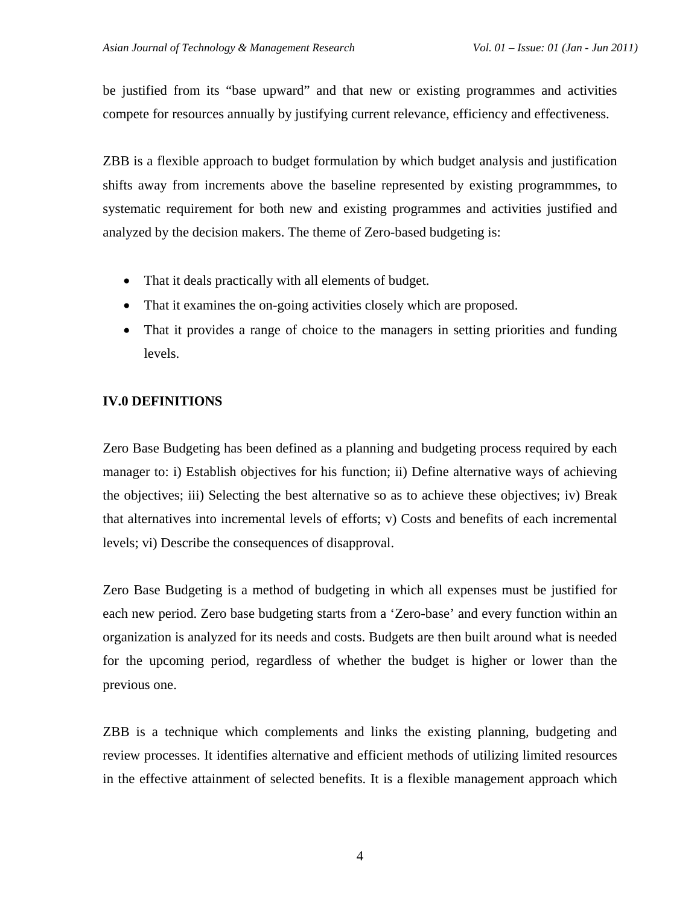be justified from its “base upward” and that new or existing programmes and activities compete for resources annually by justifying current relevance, efficiency and effectiveness.

ZBB is a flexible approach to budget formulation by which budget analysis and justification shifts away from increments above the baseline represented by existing programmmes, to systematic requirement for both new and existing programmes and activities justified and analyzed by the decision makers. The theme of Zero-based budgeting is:

- That it deals practically with all elements of budget.
- That it examines the on-going activities closely which are proposed.
- That it provides a range of choice to the managers in setting priorities and funding levels.

## IV.0 DEFINITIONS

Zero Base Budgeting has been defined as a planning and budgeting process required by each manager to: i) Establish objectives for his function; ii) Define alternative ways of achieving the objectives; iii) Selecting the best alternative so as to achieve these objectives; iv) Break that alternatives into incremental levels of efforts; v) Costs and benefits of each incremental levels; vi) Describe the consequences of disapproval.

Zero Base Budgeting is a method of budgeting in which all expenses must be justified for each new period. Zero base budgeting starts from a ‘Zero-base’ and every function within an organization is analyzed for its needs and costs. Budgets are then built around what is needed for the upcoming period, regardless of whether the budget is higher or lower than the previous one.

ZBB is a technique which complements and links the existing planning, budgeting and review processes. It identifies alternative and efficient methods of utilizing limited resources in the effective attainment of selected benefits. It is a flexible management approach which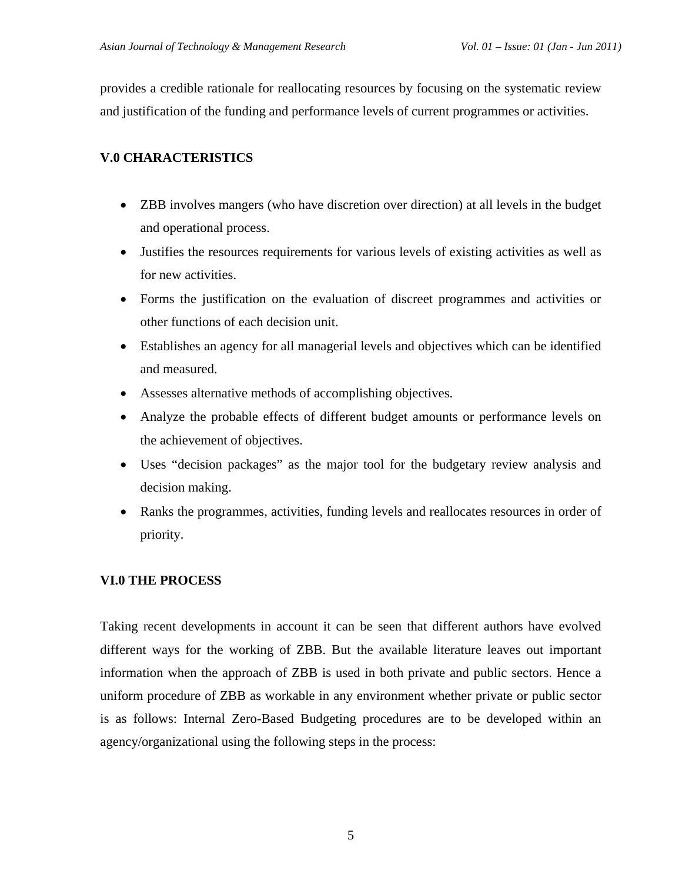provides a credible rationale for reallocating resources by focusing on the systematic review and justification of the funding and performance levels of current programmes or activities.

## V.0 CHARACTERISTICS

- ZBB involves mangers (who have discretion over direction) at all levels in the budget and operational process.
- Justifies the resources requirements for various levels of existing activities as well as for new activities.
- Forms the justification on the evaluation of discreet programmes and activities or other functions of each decision unit.
- Establishes an agency for all managerial levels and objectives which can be identified and measured.
- Assesses alternative methods of accomplishing objectives.
- Analyze the probable effects of different budget amounts or performance levels on the achievement of objectives.
- Uses "decision packages" as the major tool for the budgetary review analysis and decision making.
- Ranks the programmes, activities, funding levels and reallocates resources in order of priority.

## VI.0 THE PROCESS

Taking recent developments in account it can be seen that different authors have evolved different ways for the working of ZBB. But the available literature leaves out important information when the approach of ZBB is used in both private and public sectors. Hence a uniform procedure of ZBB as workable in any environment whether private or public sector is as follows: Internal Zero-Based Budgeting procedures are to be developed within an agency/organizational using the following steps in the process: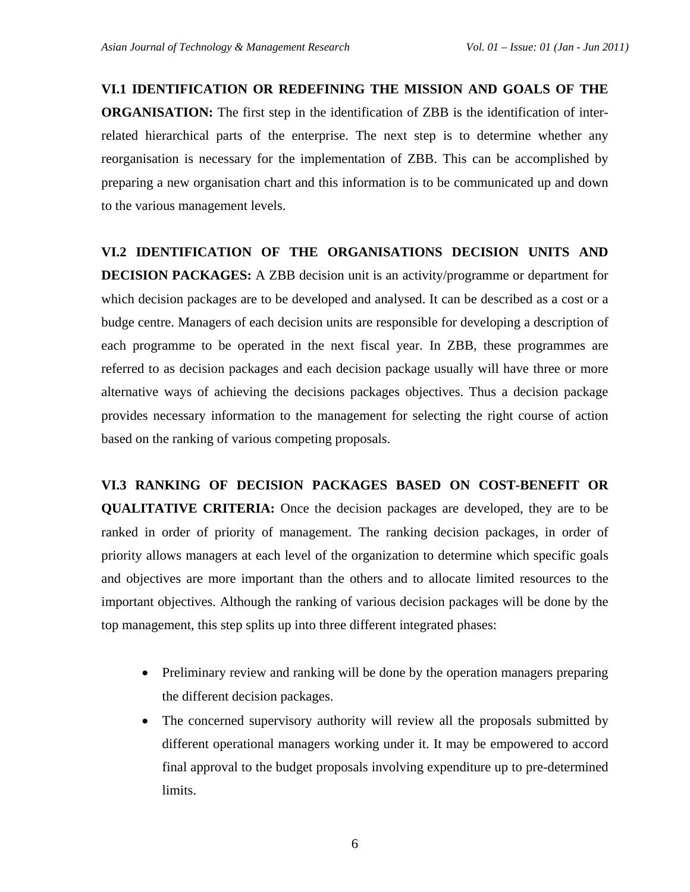**VI.1 IDENTIFICATION OR REDEFINING THE MISSION AND GOALS OF THE ORGANISATION:** The first step in the identification of ZBB is the identification of inter-related hierarchical parts of the enterprise. The next step is to determine whether any reorganisation is necessary for the implementation of ZBB. This can be accomplished by preparing a new organisation chart and this information is to be communicated up and down to the various management levels.

**VI.2 IDENTIFICATION OF THE ORGANISATIONS DECISION UNITS AND DECISION PACKAGES:** A ZBB decision unit is an activity/programme or department for which decision packages are to be developed and analysed. It can be described as a cost or a budge centre. Managers of each decision units are responsible for developing a description of each programme to be operated in the next fiscal year. In ZBB, these programmes are referred to as decision packages and each decision package usually will have three or more alternative ways of achieving the decisions packages objectives. Thus a decision package provides necessary information to the management for selecting the right course of action based on the ranking of various competing proposals.

**VI.3 RANKING OF DECISION PACKAGES BASED ON COST-BENEFIT OR QUALITATIVE CRITERIA:** Once the decision packages are developed, they are to be ranked in order of priority of management. The ranking decision packages, in order of priority allows managers at each level of the organization to determine which specific goals and objectives are more important than the others and to allocate limited resources to the important objectives. Although the ranking of various decision packages will be done by the top management, this step splits up into three different integrated phases:

- Preliminary review and ranking will be done by the operation managers preparing the different decision packages.
- The concerned supervisory authority will review all the proposals submitted by different operational managers working under it. It may be empowered to accord final approval to the budget proposals involving expenditure up to pre-determined limits.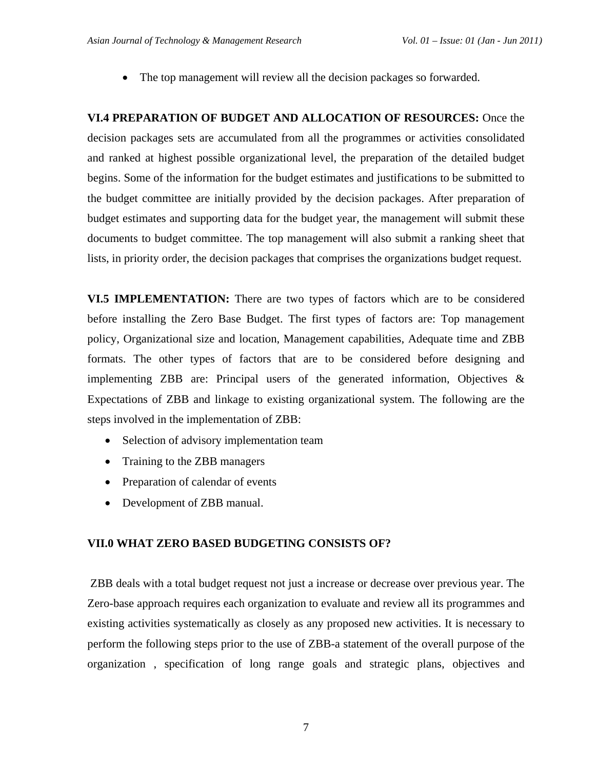- The top management will review all the decision packages so forwarded.

**VI.4 PREPARATION OF BUDGET AND ALLOCATION OF RESOURCES:** Once the decision packages sets are accumulated from all the programmes or activities consolidated and ranked at highest possible organizational level, the preparation of the detailed budget begins. Some of the information for the budget estimates and justifications to be submitted to the budget committee are initially provided by the decision packages. After preparation of budget estimates and supporting data for the budget year, the management will submit these documents to budget committee. The top management will also submit a ranking sheet that lists, in priority order, the decision packages that comprises the organizations budget request.

**VI.5 IMPLEMENTATION:** There are two types of factors which are to be considered before installing the Zero Base Budget. The first types of factors are: Top management policy, Organizational size and location, Management capabilities, Adequate time and ZBB formats. The other types of factors that are to be considered before designing and implementing ZBB are: Principal users of the generated information, Objectives & Expectations of ZBB and linkage to existing organizational system. The following are the steps involved in the implementation of ZBB:

- Selection of advisory implementation team
- Training to the ZBB managers
- Preparation of calendar of events
- Development of ZBB manual.

## VII.0 WHAT ZERO BASED BUDGETING CONSISTS OF?

ZBB deals with a total budget request not just a increase or decrease over previous year. The Zero-base approach requires each organization to evaluate and review all its programmes and existing activities systematically as closely as any proposed new activities. It is necessary to perform the following steps prior to the use of ZBB-a statement of the overall purpose of the organization , specification of long range goals and strategic plans, objectives and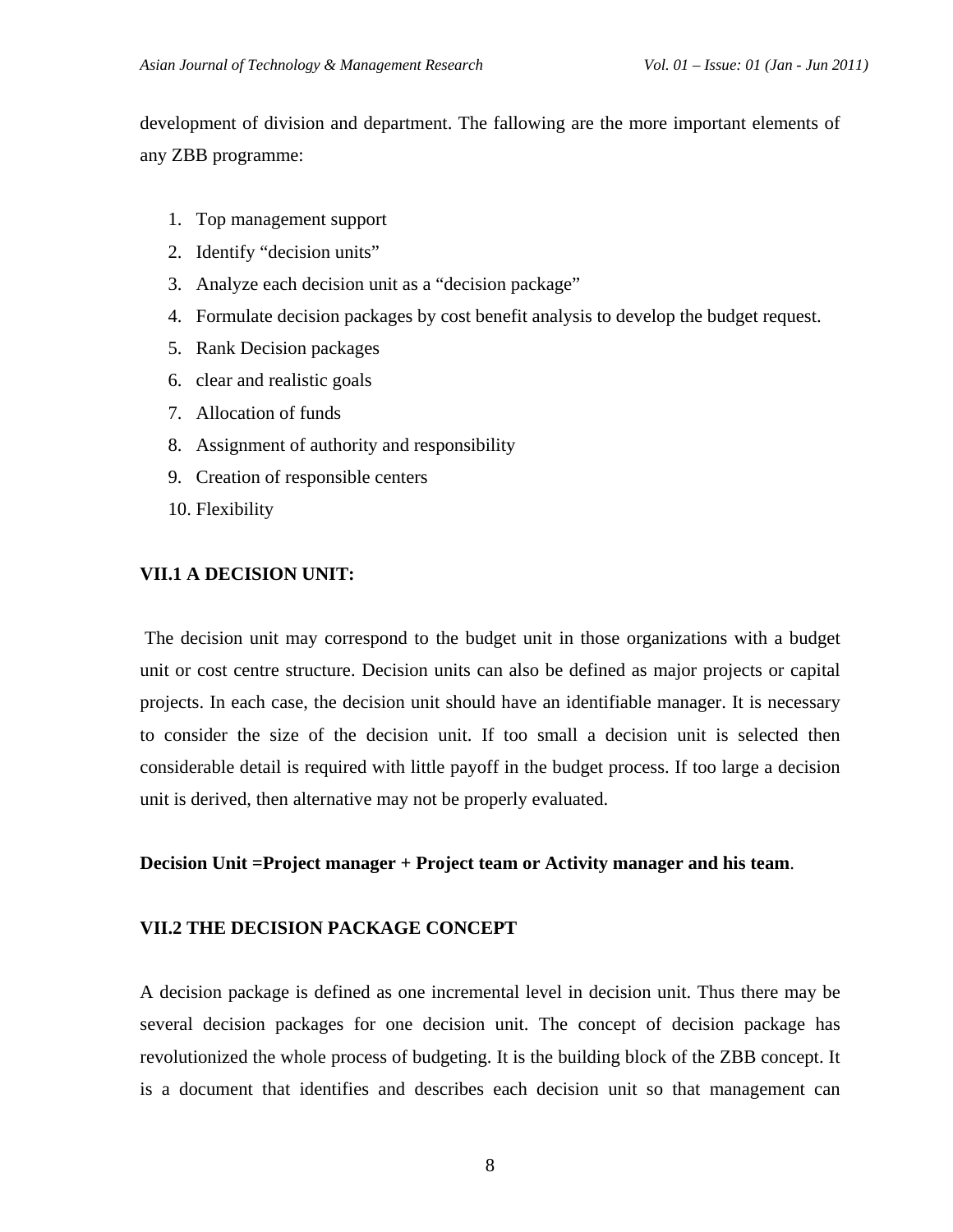development of division and department. The fallowing are the more important elements of any ZBB programme:

1. Top management support
2. Identify “decision units”
3. Analyze each decision unit as a “decision package”
4. Formulate decision packages by cost benefit analysis to develop the budget request.
5. Rank Decision packages
6. clear and realistic goals
7. Allocation of funds
8. Assignment of authority and responsibility
9. Creation of responsible centers
10. Flexibility

### VII.1 A DECISION UNIT:

The decision unit may correspond to the budget unit in those organizations with a budget unit or cost centre structure. Decision units can also be defined as major projects or capital projects. In each case, the decision unit should have an identifiable manager. It is necessary to consider the size of the decision unit. If too small a decision unit is selected then considerable detail is required with little payoff in the budget process. If too large a decision unit is derived, then alternative may not be properly evaluated.

**Decision Unit =Project manager + Project team or Activity manager and his team**.

### VII.2 THE DECISION PACKAGE CONCEPT

A decision package is defined as one incremental level in decision unit. Thus there may be several decision packages for one decision unit. The concept of decision package has revolutionized the whole process of budgeting. It is the building block of the ZBB concept. It is a document that identifies and describes each decision unit so that management can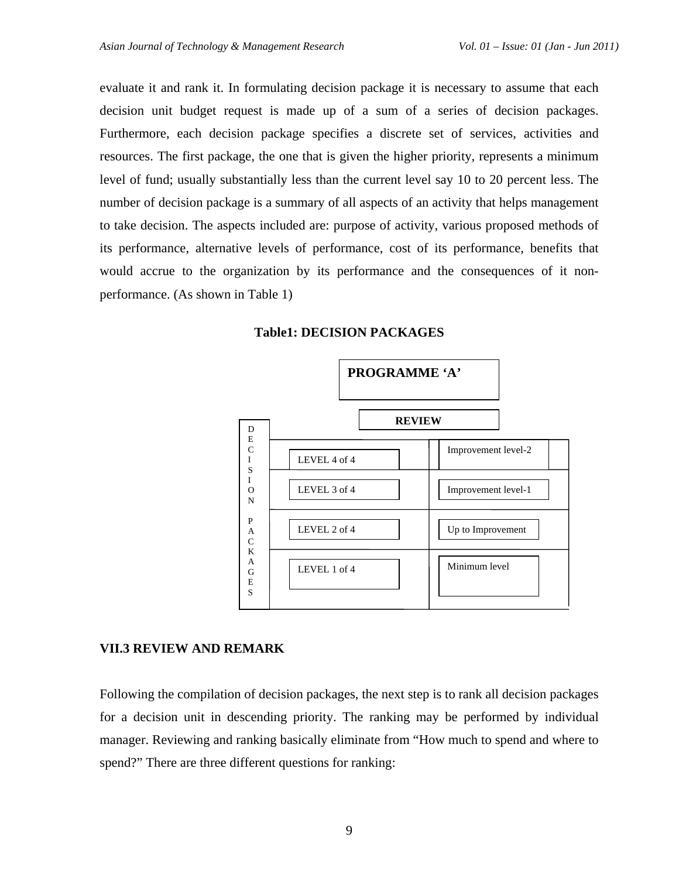evaluate it and rank it. In formulating decision package it is necessary to assume that each decision unit budget request is made up of a sum of a series of decision packages. Furthermore, each decision package specifies a discrete set of services, activities and resources. The first package, the one that is given the higher priority, represents a minimum level of fund; usually substantially less than the current level say 10 to 20 percent less. The number of decision package is a summary of all aspects of an activity that helps management to take decision. The aspects included are: purpose of activity, various proposed methods of its performance, alternative levels of performance, cost of its performance, benefits that would accrue to the organization by its performance and the consequences of it non-performance. (As shown in Table 1)

**Table1: DECISION PACKAGES**

**PROGRAMME 'A'**

| DECISION PACKAGES | | **REVIEW** |
|---|---|---|
| | LEVEL 4 of 4 | Improvement level-2 |
| | LEVEL 3 of 4 | Improvement level-1 |
| | LEVEL 2 of 4 | Up to Improvement |
| | LEVEL 1 of 4 | Minimum level |

### VII.3 REVIEW AND REMARK

Following the compilation of decision packages, the next step is to rank all decision packages for a decision unit in descending priority. The ranking may be performed by individual manager. Reviewing and ranking basically eliminate from "How much to spend and where to spend?" There are three different questions for ranking: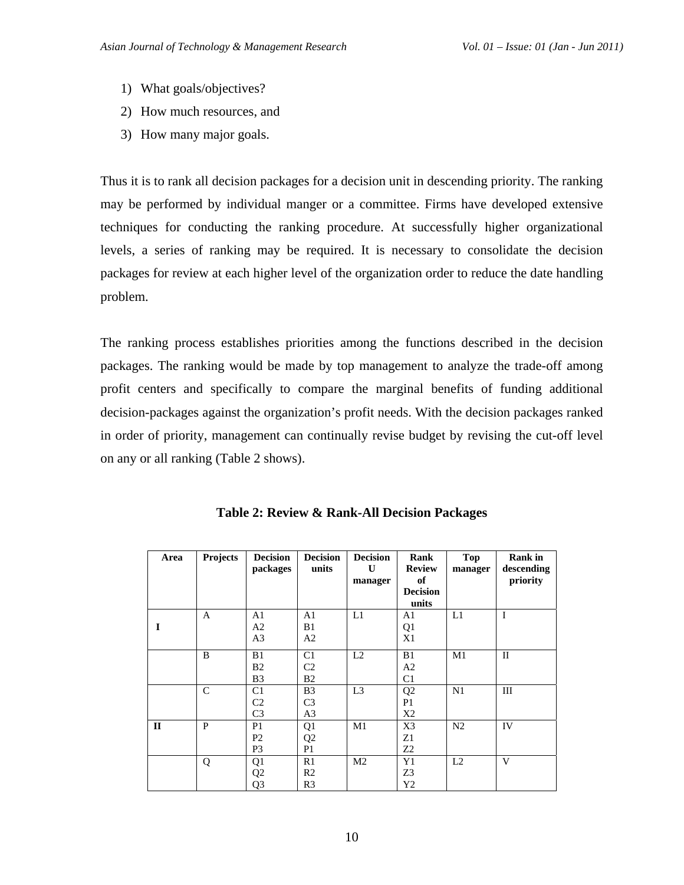1) What goals/objectives?
2) How much resources, and
3) How many major goals.

Thus it is to rank all decision packages for a decision unit in descending priority. The ranking may be performed by individual manger or a committee. Firms have developed extensive techniques for conducting the ranking procedure. At successfully higher organizational levels, a series of ranking may be required. It is necessary to consolidate the decision packages for review at each higher level of the organization order to reduce the date handling problem.

The ranking process establishes priorities among the functions described in the decision packages. The ranking would be made by top management to analyze the trade-off among profit centers and specifically to compare the marginal benefits of funding additional decision-packages against the organization's profit needs. With the decision packages ranked in order of priority, management can continually revise budget by revising the cut-off level on any or all ranking (Table 2 shows).

**Table 2: Review & Rank-All Decision Packages**

| Area | Projects | Decision packages | Decision units | Decision U manager | Rank Review of Decision units | Top manager | Rank in descending priority |
|---|---|---|---|---|---|---|---|
| I | A | A1<br>A2<br>A3 | A1<br>B1<br>A2 | L1 | A1<br>Q1<br>X1 | L1 | I |
| | B | B1<br>B2<br>B3 | C1<br>C2<br>B2 | L2 | B1<br>A2<br>C1 | M1 | II |
| | C | C1<br>C2<br>C3 | B3<br>C3<br>A3 | L3 | Q2<br>P1<br>X2 | N1 | III |
| II | P | P1<br>P2<br>P3 | Q1<br>Q2<br>P1 | M1 | X3<br>Z1<br>Z2 | N2 | IV |
| | Q | Q1<br>Q2<br>Q3 | R1<br>R2<br>R3 | M2 | Y1<br>Z3<br>Y2 | L2 | V |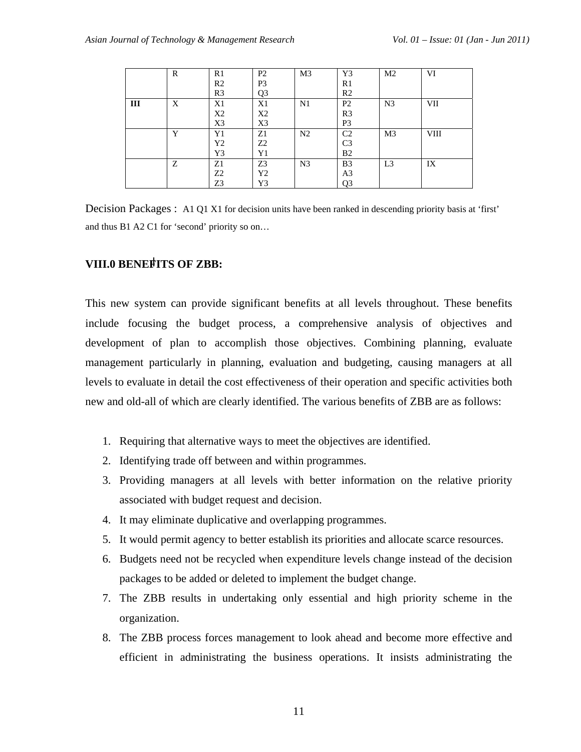|  | R | R1<br>R2<br>R3 | P2<br>P3<br>Q3 | M3 | Y3<br>R1<br>R2 | M2 | VI |
|---|---|---|---|---|---|---|---|
| **III** | X | X1<br>X2<br>X3 | X1<br>X2<br>X3 | N1 | P2<br>R3<br>P3 | N3 | VII |
|  | Y | Y1<br>Y2<br>Y3 | Z1<br>Z2<br>Y1 | N2 | C2<br>C3<br>B2 | M3 | VIII |
|  | Z | Z1<br>Z2<br>Z3 | Z3<br>Y2<br>Y3 | N3 | B3<br>A3<br>Q3 | L3 | IX |

Decision Packages : A1 Q1 X1 for decision units have been ranked in descending priority basis at 'first' and thus B1 A2 C1 for 'second' priority so on…

**VIII.0 BENEFITS OF ZBB:**

This new system can provide significant benefits at all levels throughout. These benefits include focusing the budget process, a comprehensive analysis of objectives and development of plan to accomplish those objectives. Combining planning, evaluate management particularly in planning, evaluation and budgeting, causing managers at all levels to evaluate in detail the cost effectiveness of their operation and specific activities both new and old-all of which are clearly identified. The various benefits of ZBB are as follows:

1. Requiring that alternative ways to meet the objectives are identified.
2. Identifying trade off between and within programmes.
3. Providing managers at all levels with better information on the relative priority associated with budget request and decision.
4. It may eliminate duplicative and overlapping programmes.
5. It would permit agency to better establish its priorities and allocate scarce resources.
6. Budgets need not be recycled when expenditure levels change instead of the decision packages to be added or deleted to implement the budget change.
7. The ZBB results in undertaking only essential and high priority scheme in the organization.
8. The ZBB process forces management to look ahead and become more effective and efficient in administrating the business operations. It insists administrating the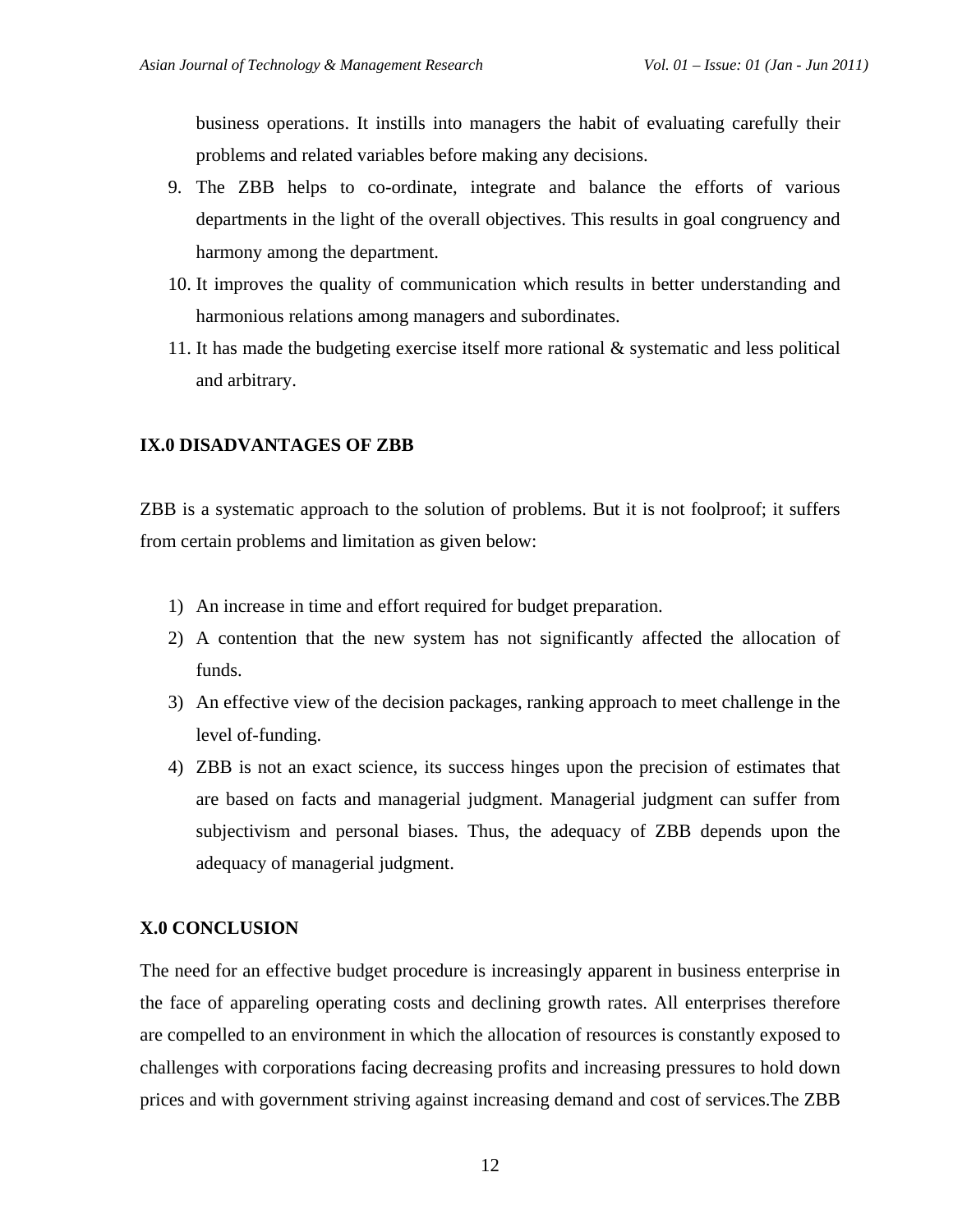business operations. It instills into managers the habit of evaluating carefully their problems and related variables before making any decisions.

9. The ZBB helps to co-ordinate, integrate and balance the efforts of various departments in the light of the overall objectives. This results in goal congruency and harmony among the department.
10. It improves the quality of communication which results in better understanding and harmonious relations among managers and subordinates.
11. It has made the budgeting exercise itself more rational & systematic and less political and arbitrary.

## IX.0 DISADVANTAGES OF ZBB

ZBB is a systematic approach to the solution of problems. But it is not foolproof; it suffers from certain problems and limitation as given below:

1) An increase in time and effort required for budget preparation.
2) A contention that the new system has not significantly affected the allocation of funds.
3) An effective view of the decision packages, ranking approach to meet challenge in the level of-funding.
4) ZBB is not an exact science, its success hinges upon the precision of estimates that are based on facts and managerial judgment. Managerial judgment can suffer from subjectivism and personal biases. Thus, the adequacy of ZBB depends upon the adequacy of managerial judgment.

## X.0 CONCLUSION

The need for an effective budget procedure is increasingly apparent in business enterprise in the face of appareling operating costs and declining growth rates. All enterprises therefore are compelled to an environment in which the allocation of resources is constantly exposed to challenges with corporations facing decreasing profits and increasing pressures to hold down prices and with government striving against increasing demand and cost of services.The ZBB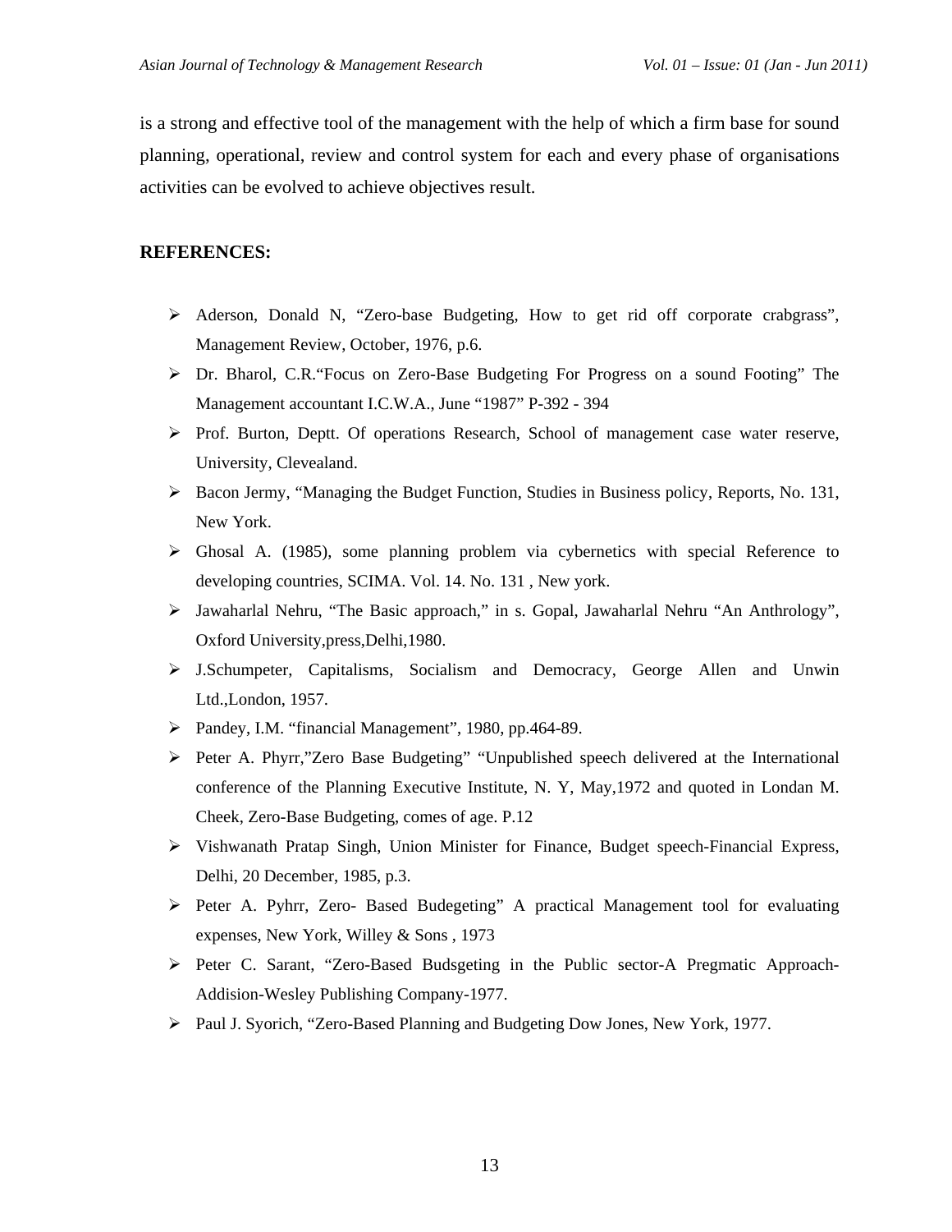is a strong and effective tool of the management with the help of which a firm base for sound planning, operational, review and control system for each and every phase of organisations activities can be evolved to achieve objectives result.

**REFERENCES:**

- Aderson, Donald N, "Zero-base Budgeting, How to get rid off corporate crabgrass", Management Review, October, 1976, p.6.
- Dr. Bharol, C.R."Focus on Zero-Base Budgeting For Progress on a sound Footing" The Management accountant I.C.W.A., June "1987" P-392 - 394
- Prof. Burton, Deptt. Of operations Research, School of management case water reserve, University, Clevealand.
- Bacon Jermy, "Managing the Budget Function, Studies in Business policy, Reports, No. 131, New York.
- Ghosal A. (1985), some planning problem via cybernetics with special Reference to developing countries, SCIMA. Vol. 14. No. 131 , New york.
- Jawaharlal Nehru, "The Basic approach," in s. Gopal, Jawaharlal Nehru "An Anthrology", Oxford University,press,Delhi,1980.
- J.Schumpeter, Capitalisms, Socialism and Democracy, George Allen and Unwin Ltd.,London, 1957.
- Pandey, I.M. "financial Management", 1980, pp.464-89.
- Peter A. Phyrr,"Zero Base Budgeting" "Unpublished speech delivered at the International conference of the Planning Executive Institute, N. Y, May,1972 and quoted in Londan M. Cheek, Zero-Base Budgeting, comes of age. P.12
- Vishwanath Pratap Singh, Union Minister for Finance, Budget speech-Financial Express, Delhi, 20 December, 1985, p.3.
- Peter A. Pyhrr, Zero- Based Budegeting" A practical Management tool for evaluating expenses, New York, Willey & Sons , 1973
- Peter C. Sarant, "Zero-Based Budsgeting in the Public sector-A Pregmatic Approach-Addision-Wesley Publishing Company-1977.
- Paul J. Syorich, "Zero-Based Planning and Budgeting Dow Jones, New York, 1977.